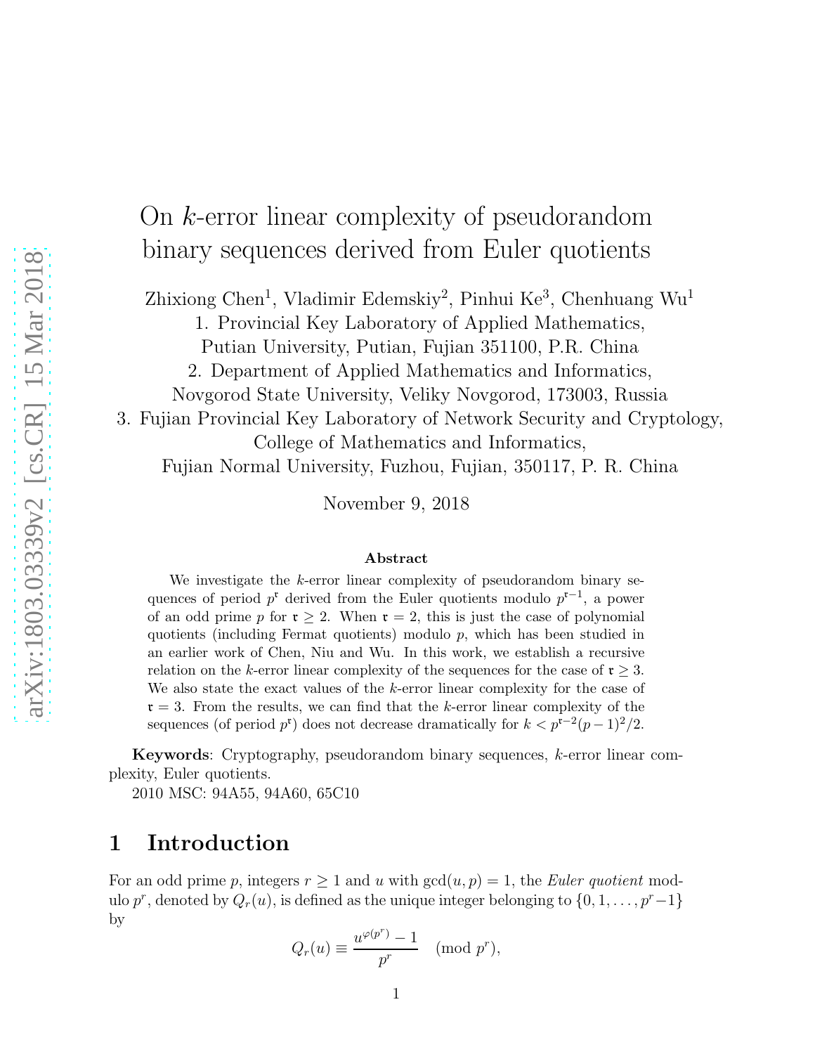# On $k$-error linear complexity of pseudorandom binary sequences derived from Euler quotients

Zhixiong Chen[1], Vladimir Edemskiy[2], Pinhui Ke[3], Chenhuang Wu[1]

1. Provincial Key Laboratory of Applied Mathematics, Putian University, Putian, Fujian 351100, P.R. China
2. Department of Applied Mathematics and Informatics, Novgorod State University, Veliky Novgorod, 173003, Russia
3. Fujian Provincial Key Laboratory of Network Security and Cryptology, College of Mathematics and Informatics, Fujian Normal University, Fuzhou, Fujian, 350117, P. R. China

November 9, 2018

### Abstract

We investigate the $k$-error linear complexity of pseudorandom binary sequences of period $p^{\mathfrak{r}}$ derived from the Euler quotients modulo $p^{\mathfrak{r}-1}$, a power of an odd prime $p$ for $\mathfrak{r} \geq 2$. When $\mathfrak{r} = 2$, this is just the case of polynomial quotients (including Fermat quotients) modulo $p$, which has been studied in an earlier work of Chen, Niu and Wu. In this work, we establish a recursive relation on the $k$-error linear complexity of the sequences for the case of $\mathfrak{r} \geq 3$. We also state the exact values of the $k$-error linear complexity for the case of $\mathfrak{r} = 3$. From the results, we can find that the $k$-error linear complexity of the sequences (of period $p^{\mathfrak{r}}$) does not decrease dramatically for $k < p^{\mathfrak{r}-2}(p-1)^2/2$.

**Keywords**: Cryptography, pseudorandom binary sequences, $k$-error linear complexity, Euler quotients.

2010 MSC: 94A55, 94A60, 65C10

## 1 Introduction

For an odd prime $p$, integers $r \geq 1$ and $u$ with $\gcd(u, p) = 1$, the *Euler quotient* modulo $p^r$, denoted by $Q_r(u)$, is defined as the unique integer belonging to $\{0, 1, \ldots, p^r - 1\}$ by

$$Q_r(u) \equiv \frac{u^{\varphi(p^r)} - 1}{p^r} \pmod{p^r},$$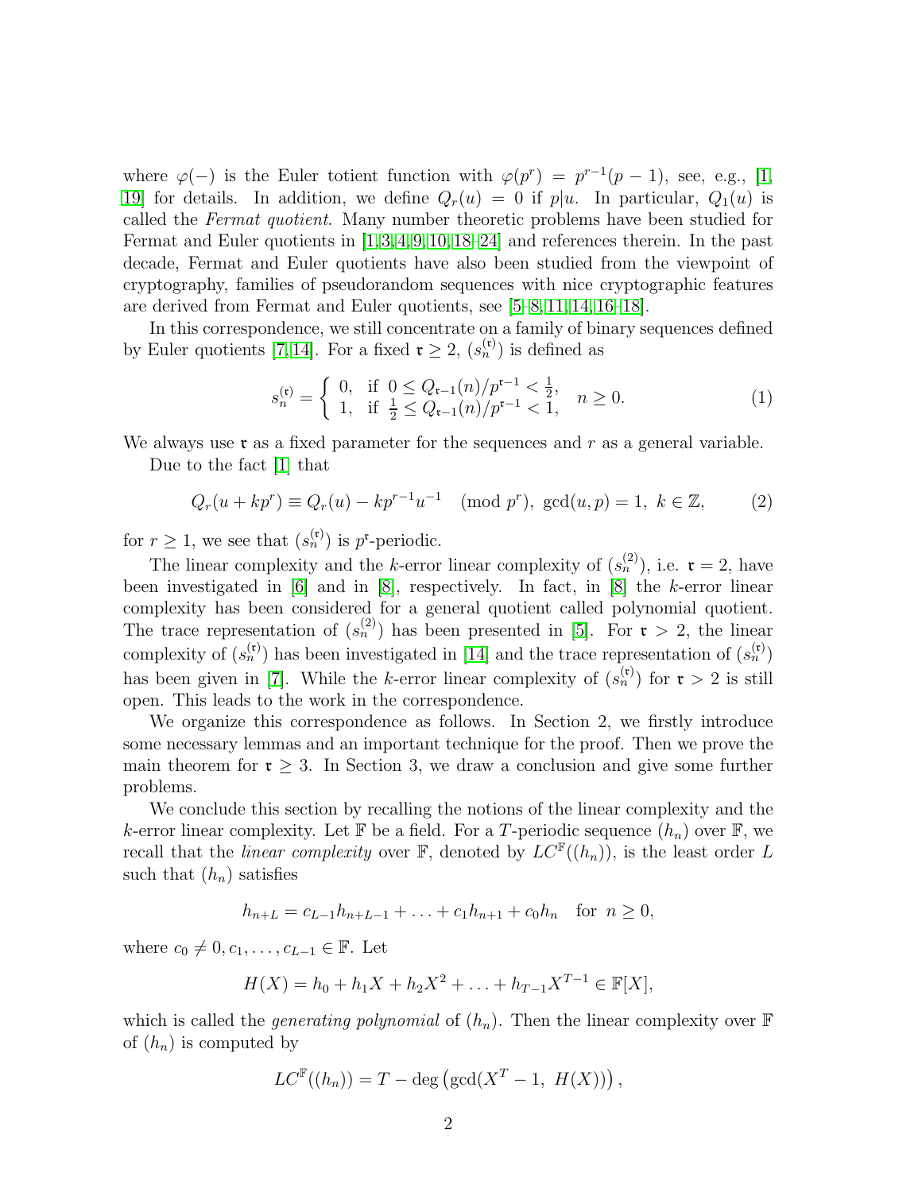where $\varphi(-)$ is the Euler totient function with $\varphi(p^r) = p^{r-1}(p-1)$, see, e.g., [1, 19] for details. In addition, we define $Q_r(u) = 0$ if $p|u$. In particular, $Q_1(u)$ is called the *Fermat quotient*. Many number theoretic problems have been studied for Fermat and Euler quotients in [1,3,4,9,10,18–24] and references therein. In the past decade, Fermat and Euler quotients have also been studied from the viewpoint of cryptography, families of pseudorandom sequences with nice cryptographic features are derived from Fermat and Euler quotients, see [5–8,11,14,16–18].

In this correspondence, we still concentrate on a family of binary sequences defined by Euler quotients [7,14]. For a fixed $\mathfrak{r} \geq 2$, $(s_n^{(\mathfrak{r})})$ is defined as

$$s_n^{(\mathfrak{r})} = \begin{cases} 0, & \text{if } 0 \leq Q_{\mathfrak{r}-1}(n)/p^{\mathfrak{r}-1} < \frac{1}{2}, \\ 1, & \text{if } \frac{1}{2} \leq Q_{\mathfrak{r}-1}(n)/p^{\mathfrak{r}-1} < 1, \end{cases} \quad n \geq 0. \tag{1}$$

We always use $\mathfrak{r}$ as a fixed parameter for the sequences and $r$ as a general variable.

Due to the fact [1] that

$$Q_r(u + kp^r) \equiv Q_r(u) - kp^{r-1}u^{-1} \pmod{p^r}, \ \gcd(u,p) = 1, \ k \in \mathbb{Z}, \tag{2}$$

for $r \geq 1$, we see that $(s_n^{(\mathfrak{r})})$ is $p^{\mathfrak{r}}$-periodic.

The linear complexity and the $k$-error linear complexity of $(s_n^{(2)})$, i.e. $\mathfrak{r} = 2$, have been investigated in [6] and in [8], respectively. In fact, in [8] the $k$-error linear complexity has been considered for a general quotient called polynomial quotient. The trace representation of $(s_n^{(2)})$ has been presented in [5]. For $\mathfrak{r} > 2$, the linear complexity of $(s_n^{(\mathfrak{r})})$ has been investigated in [14] and the trace representation of $(s_n^{(\mathfrak{r})})$ has been given in [7]. While the $k$-error linear complexity of $(s_n^{(\mathfrak{r})})$ for $\mathfrak{r} > 2$ is still open. This leads to the work in the correspondence.

We organize this correspondence as follows. In Section 2, we firstly introduce some necessary lemmas and an important technique for the proof. Then we prove the main theorem for $\mathfrak{r} \geq 3$. In Section 3, we draw a conclusion and give some further problems.

We conclude this section by recalling the notions of the linear complexity and the $k$-error linear complexity. Let $\mathbb{F}$ be a field. For a $T$-periodic sequence $(h_n)$ over $\mathbb{F}$, we recall that the *linear complexity* over $\mathbb{F}$, denoted by $LC^{\mathbb{F}}((h_n))$, is the least order $L$ such that $(h_n)$ satisfies

$$h_{n+L} = c_{L-1}h_{n+L-1} + \ldots + c_1 h_{n+1} + c_0 h_n \quad \text{for } n \geq 0,$$

where $c_0 \neq 0, c_1, \ldots, c_{L-1} \in \mathbb{F}$. Let

$$H(X) = h_0 + h_1 X + h_2 X^2 + \ldots + h_{T-1}X^{T-1} \in \mathbb{F}[X],$$

which is called the *generating polynomial* of $(h_n)$. Then the linear complexity over $\mathbb{F}$ of $(h_n)$ is computed by

$$LC^{\mathbb{F}}((h_n)) = T - \deg\left(\gcd(X^T - 1, \ H(X))\right),$$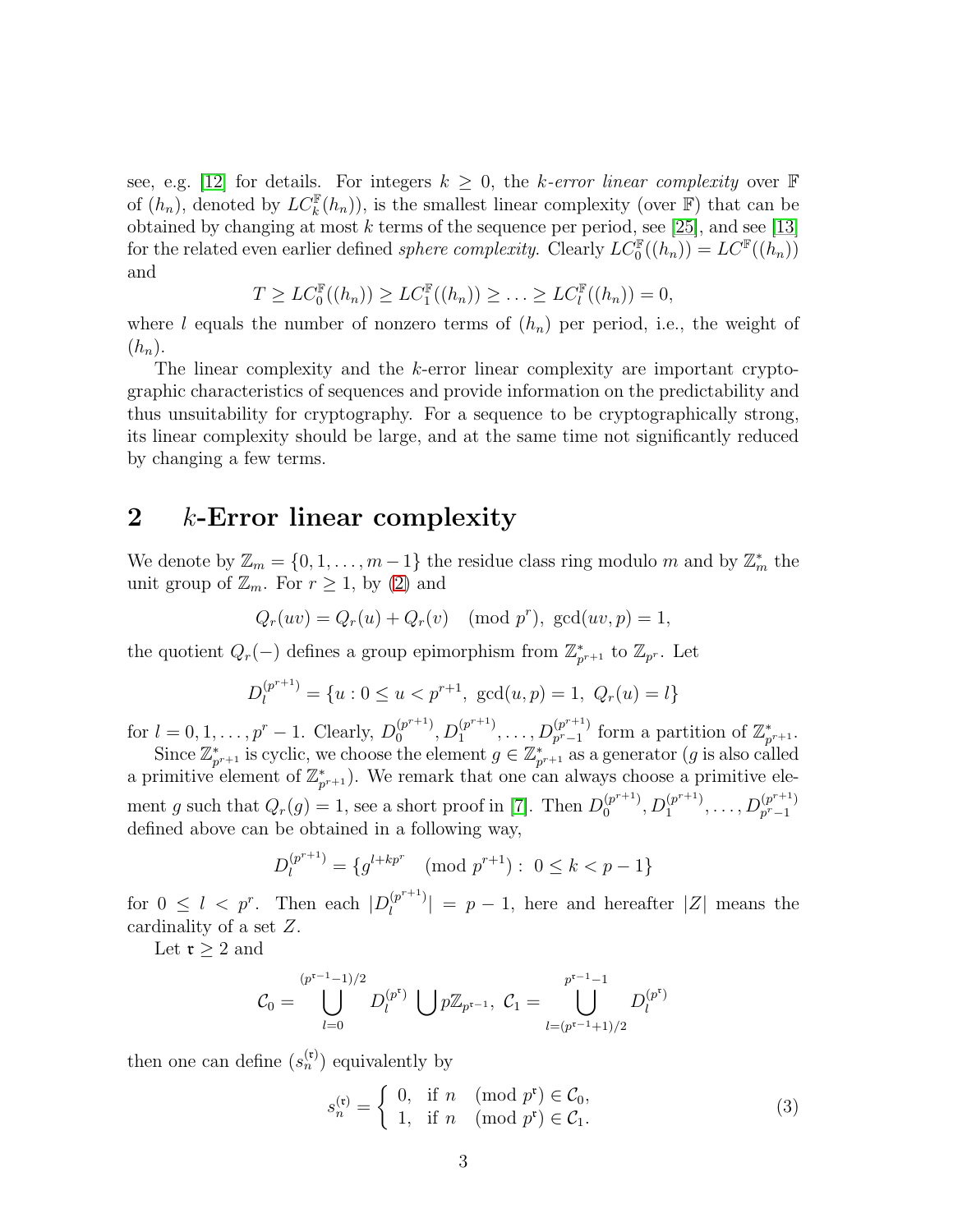see, e.g. [12] for details. For integers $k \geq 0$, the *k-error linear complexity* over $\mathbb{F}$ of $(h_n)$, denoted by $LC_k^{\mathbb{F}}(h_n))$, is the smallest linear complexity (over $\mathbb{F}$) that can be obtained by changing at most $k$ terms of the sequence per period, see [25], and see [13] for the related even earlier defined *sphere complexity*. Clearly $LC_0^{\mathbb{F}}((h_n)) = LC^{\mathbb{F}}((h_n))$ and

$$T \geq LC_0^{\mathbb{F}}((h_n)) \geq LC_1^{\mathbb{F}}((h_n)) \geq \ldots \geq LC_l^{\mathbb{F}}((h_n)) = 0,$$

where $l$ equals the number of nonzero terms of $(h_n)$ per period, i.e., the weight of $(h_n)$.

The linear complexity and the $k$-error linear complexity are important cryptographic characteristics of sequences and provide information on the predictability and thus unsuitability for cryptography. For a sequence to be cryptographically strong, its linear complexity should be large, and at the same time not significantly reduced by changing a few terms.

## 2 $k$-Error linear complexity

We denote by $\mathbb{Z}_m = \{0, 1, \ldots, m-1\}$ the residue class ring modulo $m$ and by $\mathbb{Z}_m^*$ the unit group of $\mathbb{Z}_m$. For $r \geq 1$, by (2) and

$$Q_r(uv) = Q_r(u) + Q_r(v) \pmod{p^r}, \ \gcd(uv, p) = 1,$$

the quotient $Q_r(-)$ defines a group epimorphism from $\mathbb{Z}_{p^{r+1}}^*$ to $\mathbb{Z}_{p^r}$. Let

$$D_l^{(p^{r+1})} = \{u : 0 \leq u < p^{r+1}, \ \gcd(u, p) = 1, \ Q_r(u) = l\}$$

for $l = 0, 1, \ldots, p^r - 1$. Clearly, $D_0^{(p^{r+1})}, D_1^{(p^{r+1})}, \ldots, D_{p^r-1}^{(p^{r+1})}$ form a partition of $\mathbb{Z}_{p^{r+1}}^*$.

Since $\mathbb{Z}_{p^{r+1}}^*$ is cyclic, we choose the element $g \in \mathbb{Z}_{p^{r+1}}^*$ as a generator ($g$ is also called a primitive element of $\mathbb{Z}_{p^{r+1}}^*$). We remark that one can always choose a primitive element $g$ such that $Q_r(g) = 1$, see a short proof in [7]. Then $D_0^{(p^{r+1})}, D_1^{(p^{r+1})}, \ldots, D_{p^r-1}^{(p^{r+1})}$ defined above can be obtained in a following way,

$$D_l^{(p^{r+1})} = \{g^{l+kp^r} \pmod{p^{r+1}} : \ 0 \leq k < p-1\}$$

for $0 \leq l < p^r$. Then each $|D_l^{(p^{r+1})}| = p-1$, here and hereafter $|Z|$ means the cardinality of a set $Z$.

Let $\mathfrak{r} \geq 2$ and

$$\mathcal{C}_0 = \bigcup_{l=0}^{(p^{\mathfrak{r}-1}-1)/2} D_l^{(p^{\mathfrak{r}})} \bigcup p\mathbb{Z}_{p^{\mathfrak{r}-1}}, \ \mathcal{C}_1 = \bigcup_{l=(p^{\mathfrak{r}-1}+1)/2}^{p^{\mathfrak{r}-1}-1} D_l^{(p^{\mathfrak{r}})}$$

then one can define $(s_n^{(\mathfrak{r})})$ equivalently by

$$s_n^{(\mathfrak{r})} = \begin{cases} 0, & \text{if } n \pmod{p^{\mathfrak{r}}} \in \mathcal{C}_0, \\ 1, & \text{if } n \pmod{p^{\mathfrak{r}}} \in \mathcal{C}_1. \end{cases} \tag{3}$$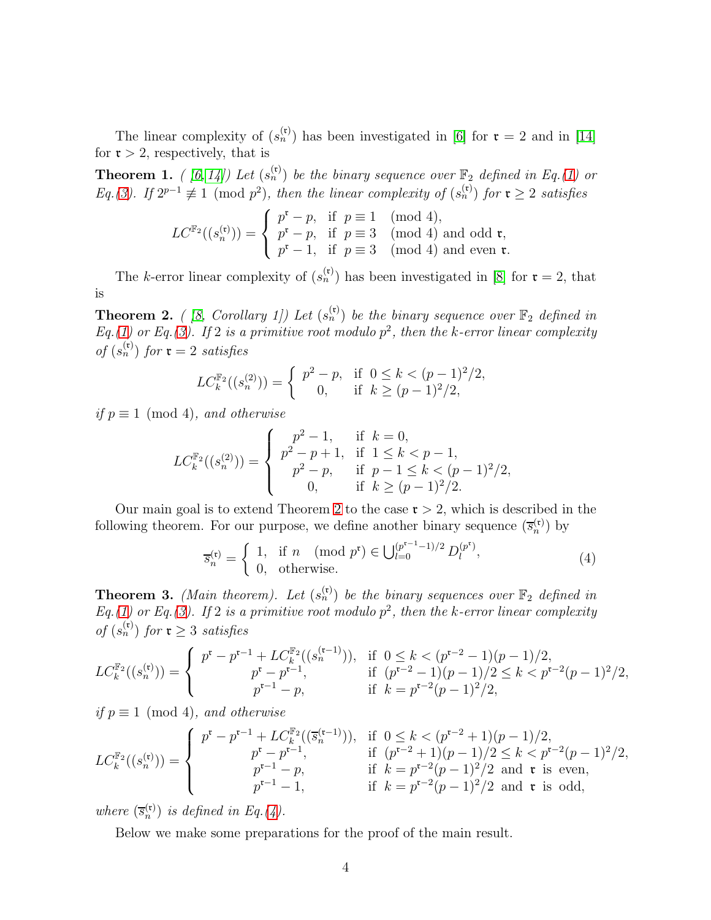The linear complexity of $(s_n^{(\mathfrak{r})})$ has been investigated in [6] for $\mathfrak{r} = 2$ and in [14] for $\mathfrak{r} > 2$, respectively, that is

**Theorem 1.** *( [6, 14]) Let $(s_n^{(\mathfrak{r})})$ be the binary sequence over $\mathbb{F}_2$ defined in Eq.(1) or Eq.(3). If $2^{p-1} \not\equiv 1 \pmod{p^2}$, then the linear complexity of $(s_n^{(\mathfrak{r})})$ for $\mathfrak{r} \geq 2$ satisfies*

$$LC^{\mathbb{F}_2}((s_n^{(\mathfrak{r})})) = \begin{cases} p^{\mathfrak{r}} - p, & \text{if } p \equiv 1 \pmod 4, \\ p^{\mathfrak{r}} - p, & \text{if } p \equiv 3 \pmod 4 \text{ and odd } \mathfrak{r}, \\ p^{\mathfrak{r}} - 1, & \text{if } p \equiv 3 \pmod 4 \text{ and even } \mathfrak{r}. \end{cases}$$

The $k$-error linear complexity of $(s_n^{(\mathfrak{r})})$ has been investigated in [8] for $\mathfrak{r} = 2$, that is

**Theorem 2.** *( [8, Corollary 1]) Let $(s_n^{(\mathfrak{r})})$ be the binary sequence over $\mathbb{F}_2$ defined in Eq.(1) or Eq.(3). If 2 is a primitive root modulo $p^2$, then the $k$-error linear complexity of $(s_n^{(\mathfrak{r})})$ for $\mathfrak{r} = 2$ satisfies*

$$LC_k^{\mathbb{F}_2}((s_n^{(2)})) = \begin{cases} p^2 - p, & \text{if } 0 \leq k < (p-1)^2/2, \\ 0, & \text{if } k \geq (p-1)^2/2, \end{cases}$$

*if $p \equiv 1 \pmod 4$, and otherwise*

$$LC_k^{\mathbb{F}_2}((s_n^{(2)})) = \begin{cases} p^2 - 1, & \text{if } k = 0, \\ p^2 - p + 1, & \text{if } 1 \leq k < p - 1, \\ p^2 - p, & \text{if } p - 1 \leq k < (p-1)^2/2, \\ 0, & \text{if } k \geq (p-1)^2/2. \end{cases}$$

Our main goal is to extend Theorem 2 to the case $\mathfrak{r} > 2$, which is described in the following theorem. For our purpose, we define another binary sequence $(\overline{s}_n^{(\mathfrak{r})})$ by

$$\overline{s}_n^{(\mathfrak{r})} = \begin{cases} 1, & \text{if } n \pmod{p^{\mathfrak{r}}} \in \bigcup_{l=0}^{(p^{\mathfrak{r}-1}-1)/2} D_l^{(p^{\mathfrak{r}})}, \\ 0, & \text{otherwise.} \end{cases} \tag{4}$$

**Theorem 3.** *(Main theorem). Let $(s_n^{(\mathfrak{r})})$ be the binary sequences over $\mathbb{F}_2$ defined in Eq.(1) or Eq.(3). If 2 is a primitive root modulo $p^2$, then the $k$-error linear complexity of $(s_n^{(\mathfrak{r})})$ for $\mathfrak{r} \geq 3$ satisfies*

$$LC_k^{\mathbb{F}_2}((s_n^{(\mathfrak{r})})) = \begin{cases} p^{\mathfrak{r}} - p^{\mathfrak{r}-1} + LC_k^{\mathbb{F}_2}((s_n^{(\mathfrak{r}-1)})), & \text{if } 0 \leq k < (p^{\mathfrak{r}-2} - 1)(p-1)/2, \\ p^{\mathfrak{r}} - p^{\mathfrak{r}-1}, & \text{if } (p^{\mathfrak{r}-2} - 1)(p-1)/2 \leq k < p^{\mathfrak{r}-2}(p-1)^2/2, \\ p^{\mathfrak{r}-1} - p, & \text{if } k = p^{\mathfrak{r}-2}(p-1)^2/2, \end{cases}$$

*if $p \equiv 1 \pmod 4$, and otherwise*

$$LC_k^{\mathbb{F}_2}((s_n^{(\mathfrak{r})})) = \begin{cases} p^{\mathfrak{r}} - p^{\mathfrak{r}-1} + LC_k^{\mathbb{F}_2}((\overline{s}_n^{(\mathfrak{r}-1)})), & \text{if } 0 \leq k < (p^{\mathfrak{r}-2} + 1)(p-1)/2, \\ p^{\mathfrak{r}} - p^{\mathfrak{r}-1}, & \text{if } (p^{\mathfrak{r}-2} + 1)(p-1)/2 \leq k < p^{\mathfrak{r}-2}(p-1)^2/2, \\ p^{\mathfrak{r}-1} - p, & \text{if } k = p^{\mathfrak{r}-2}(p-1)^2/2 \text{ and } \mathfrak{r} \text{ is even}, \\ p^{\mathfrak{r}-1} - 1, & \text{if } k = p^{\mathfrak{r}-2}(p-1)^2/2 \text{ and } \mathfrak{r} \text{ is odd}, \end{cases}$$

*where $(\overline{s}_n^{(\mathfrak{r})})$ is defined in Eq.(4).*

Below we make some preparations for the proof of the main result.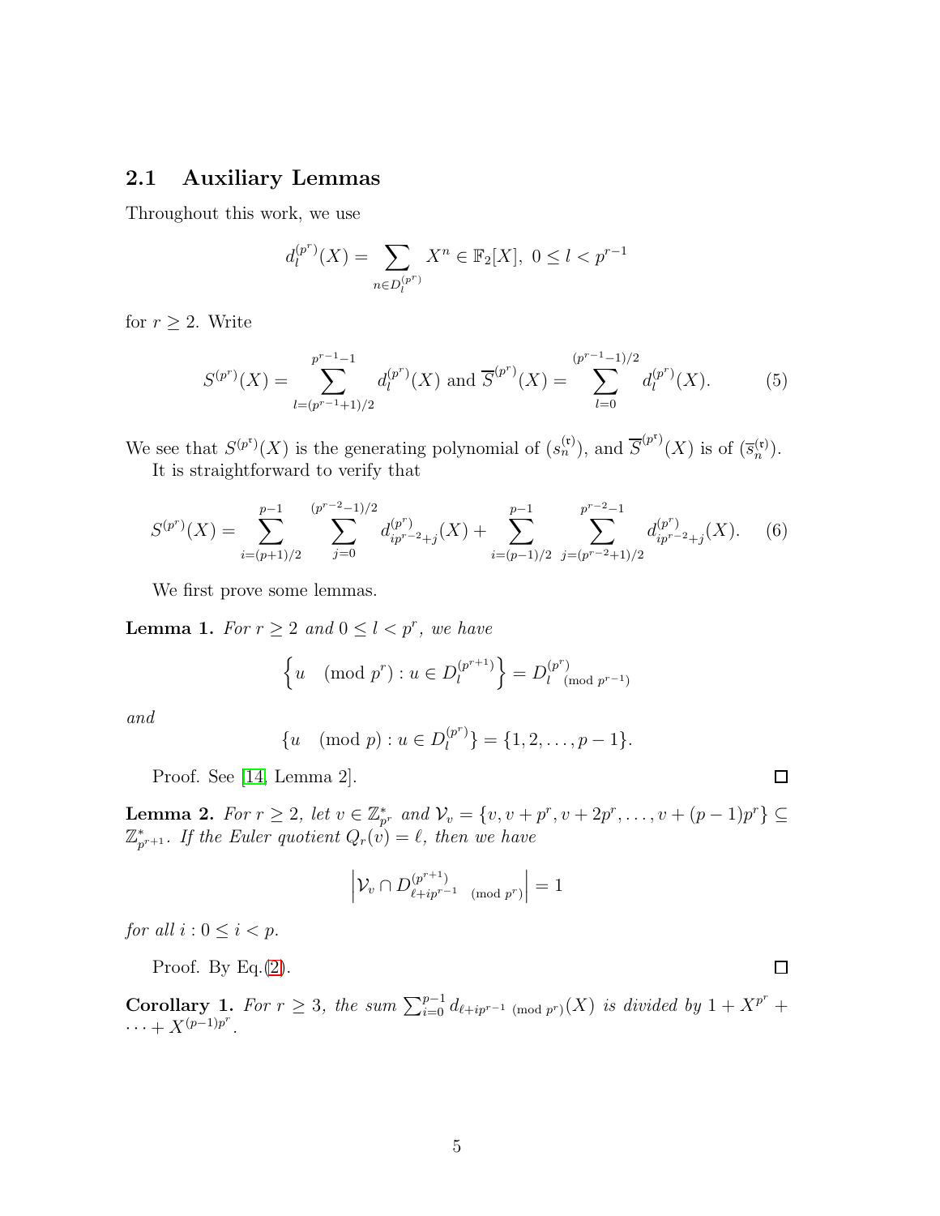## 2.1 Auxiliary Lemmas

Throughout this work, we use

$$d_l^{(p^r)}(X) = \sum_{n \in D_l^{(p^r)}} X^n \in \mathbb{F}_2[X],\ 0 \le l < p^{r-1}$$

for $r \ge 2$. Write

$$S^{(p^r)}(X) = \sum_{l=(p^{r-1}+1)/2}^{p^{r-1}-1} d_l^{(p^r)}(X) \text{ and } \overline{S}^{(p^r)}(X) = \sum_{l=0}^{(p^{r-1}-1)/2} d_l^{(p^r)}(X). \tag{5}$$

We see that $S^{(p^{\mathfrak{r}})}(X)$ is the generating polynomial of $(s_n^{(\mathfrak{r})})$, and $\overline{S}^{(p^{\mathfrak{r}})}(X)$ is of $(\overline{s}_n^{(\mathfrak{r})})$.

It is straightforward to verify that

$$S^{(p^r)}(X) = \sum_{i=(p+1)/2}^{p-1} \sum_{j=0}^{(p^{r-2}-1)/2} d_{ip^{r-2}+j}^{(p^r)}(X) + \sum_{i=(p-1)/2}^{p-1} \sum_{j=(p^{r-2}+1)/2}^{p^{r-2}-1} d_{ip^{r-2}+j}^{(p^r)}(X). \tag{6}$$

We first prove some lemmas.

**Lemma 1.** *For $r \ge 2$ and $0 \le l < p^r$, we have*

$$\left\{ u \pmod{p^r} : u \in D_l^{(p^{r+1})} \right\} = D_{l \pmod{p^{r-1}}}^{(p^r)}$$

*and*

$$\{u \pmod{p} : u \in D_l^{(p^r)}\} = \{1, 2, \ldots, p-1\}.$$

Proof. See [14, Lemma 2]. $\square$

**Lemma 2.** *For $r \ge 2$, let $v \in \mathbb{Z}_{p^r}^*$ and $\mathcal{V}_v = \{v, v+p^r, v+2p^r, \ldots, v+(p-1)p^r\} \subseteq \mathbb{Z}_{p^{r+1}}^*$. If the Euler quotient $Q_r(v) = \ell$, then we have*

$$\left| \mathcal{V}_v \cap D_{\ell + ip^{r-1} \pmod{p^r}}^{(p^{r+1})} \right| = 1$$

*for all $i : 0 \le i < p$.*

Proof. By Eq.(2). $\square$

**Corollary 1.** *For $r \ge 3$, the sum $\sum_{i=0}^{p-1} d_{\ell + ip^{r-1} \pmod{p^r}}(X)$ is divided by $1 + X^{p^r} + \cdots + X^{(p-1)p^r}$.*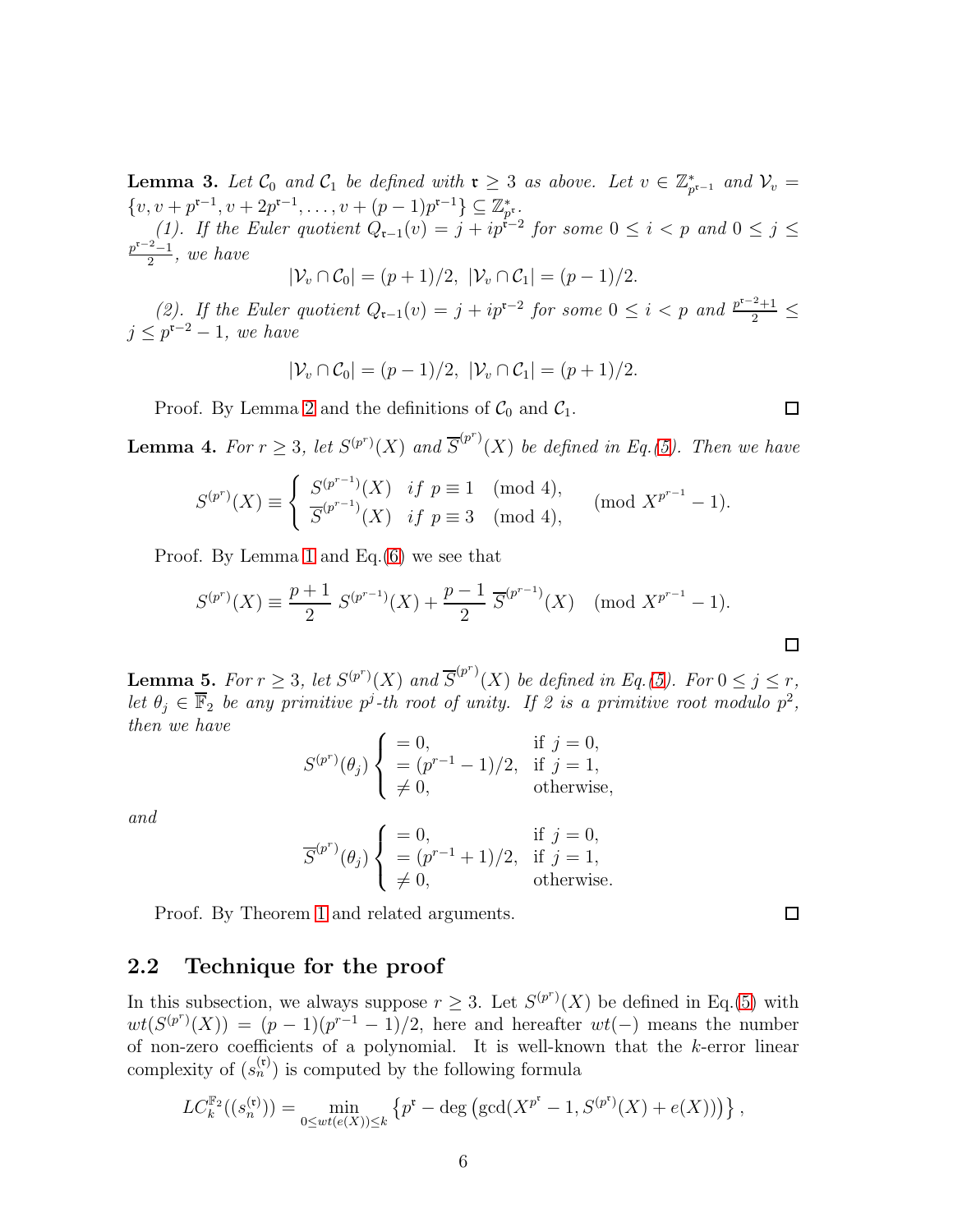**Lemma 3.** *Let $\mathcal{C}_0$ and $\mathcal{C}_1$ be defined with $\mathfrak{r} \geq 3$ as above. Let $v \in \mathbb{Z}^*_{p^{\mathfrak{r}-1}}$ and $\mathcal{V}_v = \{v, v+p^{\mathfrak{r}-1}, v+2p^{\mathfrak{r}-1}, \ldots, v+(p-1)p^{\mathfrak{r}-1}\} \subseteq \mathbb{Z}^*_{p^{\mathfrak{r}}}$.*

*(1). If the Euler quotient $Q_{\mathfrak{r}-1}(v) = j + ip^{\mathfrak{r}-2}$ for some $0 \leq i < p$ and $0 \leq j \leq \frac{p^{\mathfrak{r}-2}-1}{2}$, we have*

$$|\mathcal{V}_v \cap \mathcal{C}_0| = (p+1)/2, \ |\mathcal{V}_v \cap \mathcal{C}_1| = (p-1)/2.$$

*(2). If the Euler quotient $Q_{\mathfrak{r}-1}(v) = j + ip^{\mathfrak{r}-2}$ for some $0 \leq i < p$ and $\frac{p^{\mathfrak{r}-2}+1}{2} \leq j \leq p^{\mathfrak{r}-2}-1$, we have*

$$|\mathcal{V}_v \cap \mathcal{C}_0| = (p-1)/2, \ |\mathcal{V}_v \cap \mathcal{C}_1| = (p+1)/2.$$

Proof. By Lemma 2 and the definitions of $\mathcal{C}_0$ and $\mathcal{C}_1$. □

**Lemma 4.** *For $r \geq 3$, let $S^{(p^r)}(X)$ and $\overline{S}^{(p^r)}(X)$ be defined in Eq.(5). Then we have*

$$S^{(p^r)}(X) \equiv \begin{cases} S^{(p^{r-1})}(X) & if \ p \equiv 1 \pmod 4, \\ \overline{S}^{(p^{r-1})}(X) & if \ p \equiv 3 \pmod 4, \end{cases} \pmod{X^{p^{r-1}}-1}.$$

Proof. By Lemma 1 and Eq.(6) we see that

$$S^{(p^r)}(X) \equiv \frac{p+1}{2}\, S^{(p^{r-1})}(X) + \frac{p-1}{2}\, \overline{S}^{(p^{r-1})}(X) \pmod{X^{p^{r-1}}-1}.$$

□

**Lemma 5.** *For $r \geq 3$, let $S^{(p^r)}(X)$ and $\overline{S}^{(p^r)}(X)$ be defined in Eq.(5). For $0 \leq j \leq r$, let $\theta_j \in \overline{\mathbb{F}}_2$ be any primitive $p^j$-th root of unity. If 2 is a primitive root modulo $p^2$, then we have*

$$S^{(p^r)}(\theta_j) \begin{cases} = 0, & \text{if } j = 0, \\ = (p^{r-1}-1)/2, & \text{if } j = 1, \\ \neq 0, & \text{otherwise}, \end{cases}$$

*and*

$$\overline{S}^{(p^r)}(\theta_j) \begin{cases} = 0, & \text{if } j = 0, \\ = (p^{r-1}+1)/2, & \text{if } j = 1, \\ \neq 0, & \text{otherwise}. \end{cases}$$

Proof. By Theorem 1 and related arguments. □

## 2.2 Technique for the proof

In this subsection, we always suppose $r \geq 3$. Let $S^{(p^r)}(X)$ be defined in Eq.(5) with $wt(S^{(p^r)}(X)) = (p-1)(p^{r-1}-1)/2$, here and hereafter $wt(-)$ means the number of non-zero coefficients of a polynomial. It is well-known that the $k$-error linear complexity of $(s_n^{(\mathfrak{r})})$ is computed by the following formula

$$LC_k^{\mathbb{F}_2}((s_n^{(\mathfrak{r})})) = \min_{0 \leq wt(e(X)) \leq k} \left\{ p^{\mathfrak{r}} - \deg\left(\gcd(X^{p^{\mathfrak{r}}}-1, S^{(p^{\mathfrak{r}})}(X) + e(X))\right) \right\},$$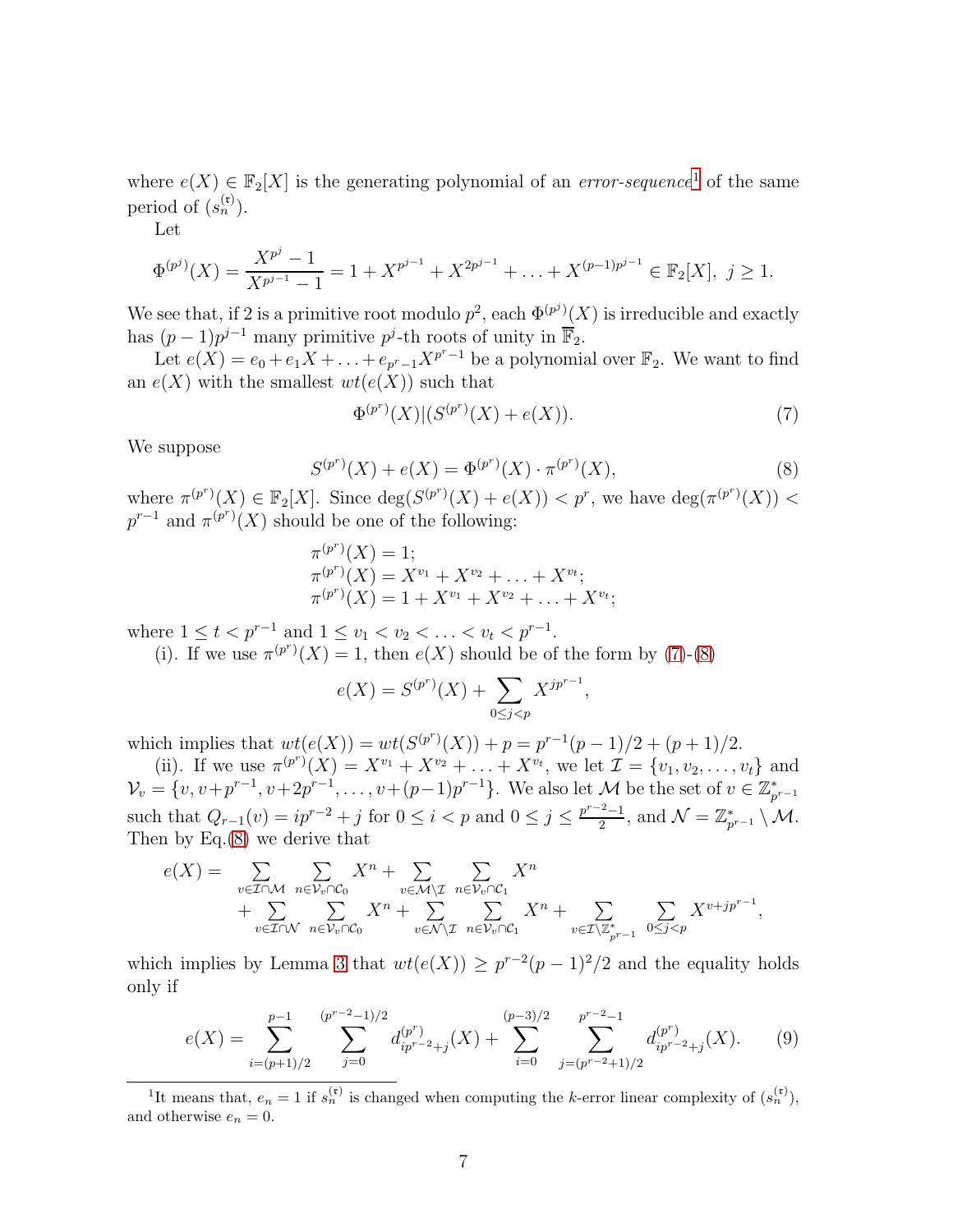where $e(X) \in \mathbb{F}_2[X]$ is the generating polynomial of an *error-sequence*[1] of the same period of $(s_n^{(\mathfrak{r})})$.

Let

$$\Phi^{(p^j)}(X) = \frac{X^{p^j}-1}{X^{p^{j-1}}-1} = 1 + X^{p^{j-1}} + X^{2p^{j-1}} + \ldots + X^{(p-1)p^{j-1}} \in \mathbb{F}_2[X],\ j \geq 1.$$

We see that, if 2 is a primitive root modulo $p^2$, each $\Phi^{(p^j)}(X)$ is irreducible and exactly has $(p-1)p^{j-1}$ many primitive $p^j$-th roots of unity in $\overline{\mathbb{F}}_2$.

Let $e(X) = e_0 + e_1 X + \ldots + e_{p^r-1}X^{p^r-1}$ be a polynomial over $\mathbb{F}_2$. We want to find an $e(X)$ with the smallest $wt(e(X))$ such that

$$\Phi^{(p^r)}(X) | (S^{(p^r)}(X) + e(X)). \tag{7}$$

We suppose

$$S^{(p^r)}(X) + e(X) = \Phi^{(p^r)}(X) \cdot \pi^{(p^r)}(X), \tag{8}$$

where $\pi^{(p^r)}(X) \in \mathbb{F}_2[X]$. Since $\deg(S^{(p^r)}(X) + e(X)) < p^r$, we have $\deg(\pi^{(p^r)}(X)) < p^{r-1}$ and $\pi^{(p^r)}(X)$ should be one of the following:

$$\begin{array}{l} \pi^{(p^r)}(X) = 1; \\ \pi^{(p^r)}(X) = X^{v_1} + X^{v_2} + \ldots + X^{v_t}; \\ \pi^{(p^r)}(X) = 1 + X^{v_1} + X^{v_2} + \ldots + X^{v_t}; \end{array}$$

where $1 \leq t < p^{r-1}$ and $1 \leq v_1 < v_2 < \ldots < v_t < p^{r-1}$.

(i). If we use $\pi^{(p^r)}(X) = 1$, then $e(X)$ should be of the form by (7)-(8)

$$e(X) = S^{(p^r)}(X) + \sum_{0 \leq j < p} X^{jp^{r-1}},$$

which implies that $wt(e(X)) = wt(S^{(p^r)}(X)) + p = p^{r-1}(p-1)/2 + (p+1)/2$.

(ii). If we use $\pi^{(p^r)}(X) = X^{v_1} + X^{v_2} + \ldots + X^{v_t}$, we let $\mathcal{I} = \{v_1, v_2, \ldots, v_t\}$ and $\mathcal{V}_v = \{v, v+p^{r-1}, v+2p^{r-1}, \ldots, v+(p-1)p^{r-1}\}$. We also let $\mathcal{M}$ be the set of $v \in \mathbb{Z}^*_{p^{r-1}}$ such that $Q_{r-1}(v) = ip^{r-2} + j$ for $0 \leq i < p$ and $0 \leq j \leq \frac{p^{r-2}-1}{2}$, and $\mathcal{N} = \mathbb{Z}^*_{p^{r-1}} \setminus \mathcal{M}$. Then by Eq.(8) we derive that

$$\begin{aligned} e(X) = & \sum_{v \in \mathcal{I} \cap \mathcal{M}} \sum_{n \in \mathcal{V}_v \cap \mathcal{C}_0} X^n + \sum_{v \in \mathcal{M} \setminus \mathcal{I}} \sum_{n \in \mathcal{V}_v \cap \mathcal{C}_1} X^n \\ & + \sum_{v \in \mathcal{I} \cap \mathcal{N}} \sum_{n \in \mathcal{V}_v \cap \mathcal{C}_0} X^n + \sum_{v \in \mathcal{N} \setminus \mathcal{I}} \sum_{n \in \mathcal{V}_v \cap \mathcal{C}_1} X^n + \sum_{v \in \mathcal{I} \setminus \mathbb{Z}^*_{p^{r-1}}} \sum_{0 \leq j < p} X^{v+jp^{r-1}}, \end{aligned}$$

which implies by Lemma 3 that $wt(e(X)) \geq p^{r-2}(p-1)^2/2$ and the equality holds only if

$$e(X) = \sum_{i=(p+1)/2}^{p-1} \sum_{j=0}^{(p^{r-2}-1)/2} d^{(p^r)}_{ip^{r-2}+j}(X) + \sum_{i=0}^{(p-3)/2} \sum_{j=(p^{r-2}+1)/2}^{p^{r-2}-1} d^{(p^r)}_{ip^{r-2}+j}(X). \tag{9}$$

[1] It means that, $e_n = 1$ if $s_n^{(\mathfrak{r})}$ is changed when computing the $k$-error linear complexity of $(s_n^{(\mathfrak{r})})$, and otherwise $e_n = 0$.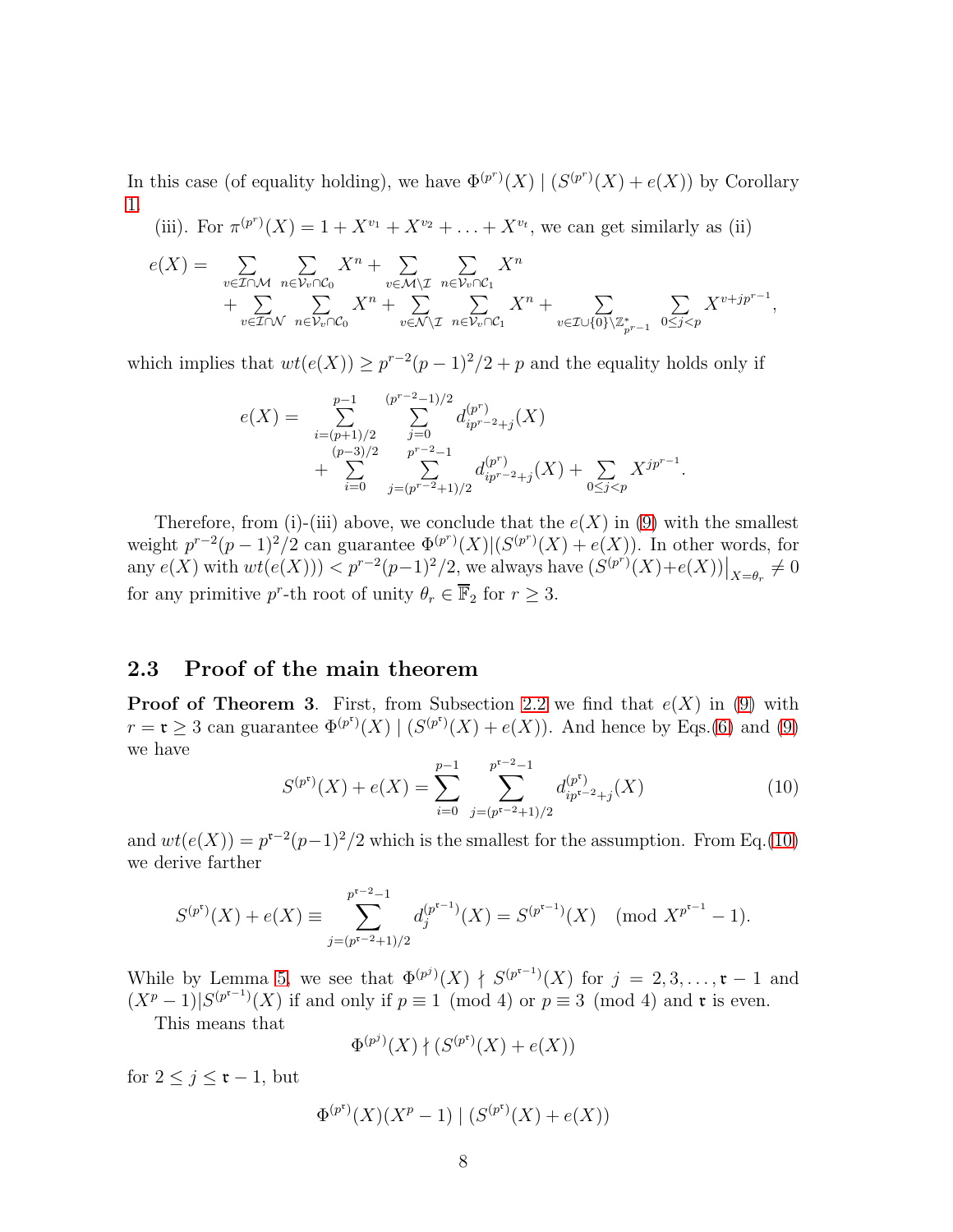In this case (of equality holding), we have $\Phi^{(p^r)}(X) \mid (S^{(p^r)}(X) + e(X))$ by Corollary 1.

(iii). For $\pi^{(p^r)}(X) = 1 + X^{v_1} + X^{v_2} + \ldots + X^{v_t}$, we can get similarly as (ii)

$$\begin{aligned} e(X) = & \sum_{v\in\mathcal{I}\cap\mathcal{M}} \sum_{n\in\mathcal{V}_v\cap\mathcal{C}_0} X^n + \sum_{v\in\mathcal{M}\setminus\mathcal{I}} \sum_{n\in\mathcal{V}_v\cap\mathcal{C}_1} X^n \\ & + \sum_{v\in\mathcal{I}\cap\mathcal{N}} \sum_{n\in\mathcal{V}_v\cap\mathcal{C}_0} X^n + \sum_{v\in\mathcal{N}\setminus\mathcal{I}} \sum_{n\in\mathcal{V}_v\cap\mathcal{C}_1} X^n + \sum_{v\in\mathcal{I}\cup\{0\}\setminus\mathbb{Z}^*_{p^{r-1}}} \sum_{0\le j<p} X^{v+jp^{r-1}}, \end{aligned}$$

which implies that $wt(e(X)) \ge p^{r-2}(p-1)^2/2 + p$ and the equality holds only if

$$\begin{aligned} e(X) = & \sum_{i=(p+1)/2}^{p-1} \sum_{j=0}^{(p^{r-2}-1)/2} d^{(p^r)}_{ip^{r-2}+j}(X) \\ & + \sum_{i=0}^{(p-3)/2} \sum_{j=(p^{r-2}+1)/2}^{p^{r-2}-1} d^{(p^r)}_{ip^{r-2}+j}(X) + \sum_{0\le j<p} X^{jp^{r-1}}. \end{aligned}$$

Therefore, from (i)-(iii) above, we conclude that the $e(X)$ in (9) with the smallest weight $p^{r-2}(p-1)^2/2$ can guarantee $\Phi^{(p^r)}(X)|(S^{(p^r)}(X)+e(X))$. In other words, for any $e(X)$ with $wt(e(X))) < p^{r-2}(p-1)^2/2$, we always have $(S^{(p^r)}(X)+e(X))\big|_{X=\theta_r} \neq 0$ for any primitive $p^r$-th root of unity $\theta_r \in \overline{\mathbb{F}}_2$ for $r \ge 3$.

## 2.3 Proof of the main theorem

**Proof of Theorem 3**. First, from Subsection 2.2 we find that $e(X)$ in (9) with $r = \mathfrak{r} \ge 3$ can guarantee $\Phi^{(p^\mathfrak{r})}(X) \mid (S^{(p^\mathfrak{r})}(X) + e(X))$. And hence by Eqs.(6) and (9) we have

$$S^{(p^\mathfrak{r})}(X) + e(X) = \sum_{i=0}^{p-1} \sum_{j=(p^{\mathfrak{r}-2}+1)/2}^{p^{\mathfrak{r}-2}-1} d^{(p^\mathfrak{r})}_{ip^{\mathfrak{r}-2}+j}(X) \tag{10}$$

and $wt(e(X)) = p^{\mathfrak{r}-2}(p-1)^2/2$ which is the smallest for the assumption. From Eq.(10) we derive farther

$$S^{(p^\mathfrak{r})}(X) + e(X) \equiv \sum_{j=(p^{\mathfrak{r}-2}+1)/2}^{p^{\mathfrak{r}-2}-1} d^{(p^{\mathfrak{r}-1})}_j(X) = S^{(p^{\mathfrak{r}-1})}(X) \pmod{X^{p^{\mathfrak{r}-1}} - 1}.$$

While by Lemma 5, we see that $\Phi^{(p^j)}(X) \nmid S^{(p^{\mathfrak{r}-1})}(X)$ for $j = 2, 3, \ldots, \mathfrak{r}-1$ and $(X^p-1)|S^{(p^{\mathfrak{r}-1})}(X)$ if and only if $p \equiv 1 \pmod 4$ or $p \equiv 3 \pmod 4$ and $\mathfrak{r}$ is even.

This means that

$$\Phi^{(p^j)}(X) \nmid (S^{(p^\mathfrak{r})}(X) + e(X))$$

for $2 \le j \le \mathfrak{r}-1$, but

$$\Phi^{(p^\mathfrak{r})}(X)(X^p-1) \mid (S^{(p^\mathfrak{r})}(X) + e(X))$$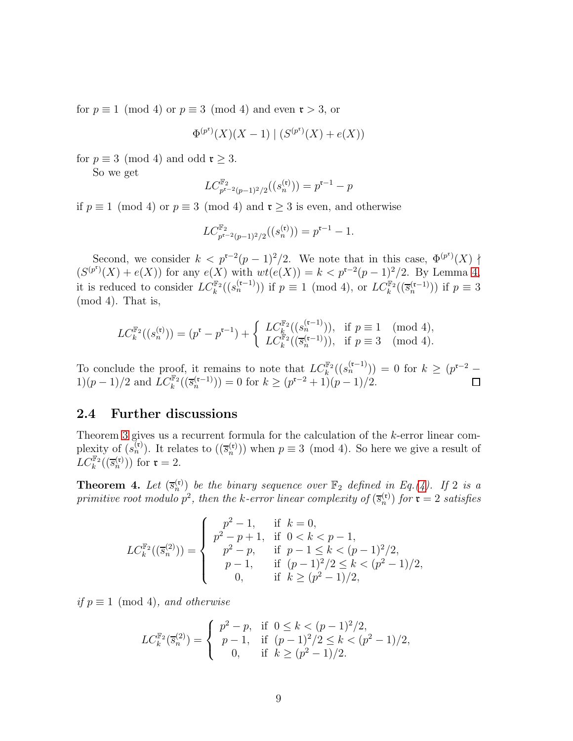for $p \equiv 1 \pmod 4$ or $p \equiv 3 \pmod 4$ and even $\mathfrak{r} > 3$, or

$$\Phi^{(p^{\mathfrak{r}})}(X)(X-1) \mid (S^{(p^{\mathfrak{r}})}(X) + e(X))$$

for $p \equiv 3 \pmod 4$ and odd $\mathfrak{r} \geq 3$.

So we get

$$LC^{\mathbb{F}_2}_{p^{\mathfrak{r}-2}(p-1)^2/2}((s_n^{(\mathfrak{r})})) = p^{\mathfrak{r}-1} - p$$

if $p \equiv 1 \pmod 4$ or $p \equiv 3 \pmod 4$ and $\mathfrak{r} \geq 3$ is even, and otherwise

$$LC^{\mathbb{F}_2}_{p^{\mathfrak{r}-2}(p-1)^2/2}((s_n^{(\mathfrak{r})})) = p^{\mathfrak{r}-1} - 1.$$

Second, we consider $k < p^{\mathfrak{r}-2}(p-1)^2/2$. We note that in this case, $\Phi^{(p^{\mathfrak{r}})}(X) \nmid (S^{(p^{\mathfrak{r}})}(X) + e(X))$ for any $e(X)$ with $wt(e(X)) = k < p^{\mathfrak{r}-2}(p-1)^2/2$. By Lemma 4, it is reduced to consider $LC^{\mathbb{F}_2}_k((s_n^{(\mathfrak{r}-1)}))$ if $p \equiv 1 \pmod 4$, or $LC^{\mathbb{F}_2}_k((\overline{s}_n^{(\mathfrak{r}-1)}))$ if $p \equiv 3 \pmod 4$. That is,

$$LC^{\mathbb{F}_2}_k((s_n^{(\mathfrak{r})})) = (p^{\mathfrak{r}} - p^{\mathfrak{r}-1}) + \begin{cases} LC^{\mathbb{F}_2}_k((s_n^{(\mathfrak{r}-1)})), & \text{if } p \equiv 1 \pmod 4, \\ LC^{\mathbb{F}_2}_k((\overline{s}_n^{(\mathfrak{r}-1)})), & \text{if } p \equiv 3 \pmod 4. \end{cases}$$

To conclude the proof, it remains to note that $LC^{\mathbb{F}_2}_k((s_n^{(\mathfrak{r}-1)})) = 0$ for $k \geq (p^{\mathfrak{r}-2} - 1)(p-1)/2$ and $LC^{\mathbb{F}_2}_k((\overline{s}_n^{(\mathfrak{r}-1)})) = 0$ for $k \geq (p^{\mathfrak{r}-2} + 1)(p-1)/2$. $\square$

### 2.4 Further discussions

Theorem 3 gives us a recurrent formula for the calculation of the $k$-error linear complexity of $(s_n^{(\mathfrak{r})})$. It relates to $((\overline{s}_n^{(\mathfrak{r})}))$ when $p \equiv 3 \pmod 4$. So here we give a result of $LC^{\mathbb{F}_2}_k((\overline{s}_n^{(\mathfrak{r})}))$ for $\mathfrak{r} = 2$.

**Theorem 4.** *Let $(\overline{s}_n^{(\mathfrak{r})})$ be the binary sequence over $\mathbb{F}_2$ defined in Eq.(4). If 2 is a primitive root modulo $p^2$, then the $k$-error linear complexity of $(\overline{s}_n^{(\mathfrak{r})})$ for $\mathfrak{r} = 2$ satisfies*

$$LC^{\mathbb{F}_2}_k((\overline{s}_n^{(2)})) = \begin{cases} p^2 - 1, & \text{if } k = 0, \\ p^2 - p + 1, & \text{if } 0 < k < p-1, \\ p^2 - p, & \text{if } p - 1 \leq k < (p-1)^2/2, \\ p - 1, & \text{if } (p-1)^2/2 \leq k < (p^2-1)/2, \\ 0, & \text{if } k \geq (p^2-1)/2, \end{cases}$$

*if $p \equiv 1 \pmod 4$, and otherwise*

$$LC^{\mathbb{F}_2}_k(\overline{s}_n^{(2)}) = \begin{cases} p^2 - p, & \text{if } 0 \leq k < (p-1)^2/2, \\ p - 1, & \text{if } (p-1)^2/2 \leq k < (p^2-1)/2, \\ 0, & \text{if } k \geq (p^2-1)/2. \end{cases}$$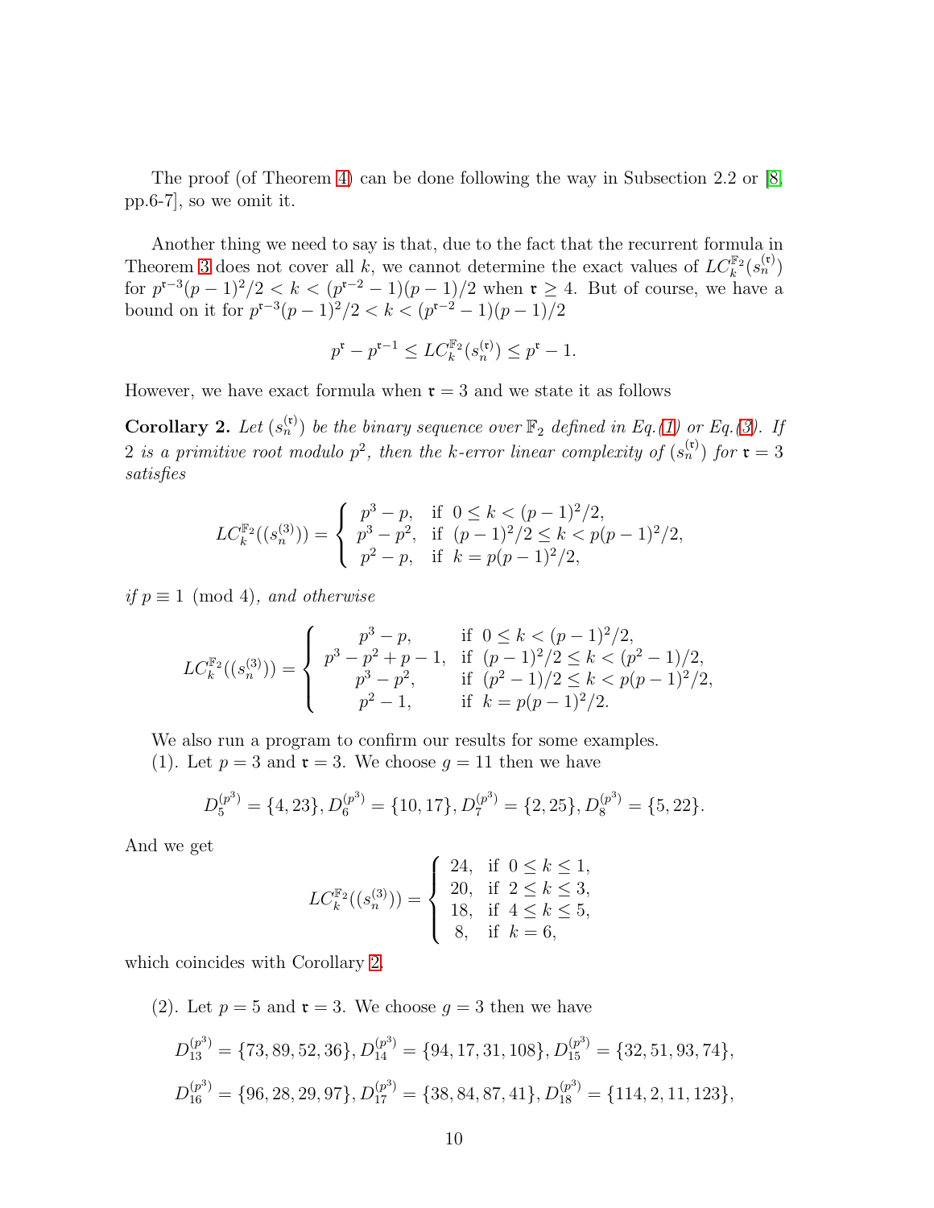The proof (of Theorem 4) can be done following the way in Subsection 2.2 or [8, pp.6-7], so we omit it.

Another thing we need to say is that, due to the fact that the recurrent formula in Theorem 3 does not cover all $k$, we cannot determine the exact values of $LC_k^{\mathbb{F}_2}(s_n^{(\mathfrak{r})})$ for $p^{\mathfrak{r}-3}(p-1)^2/2 < k < (p^{\mathfrak{r}-2}-1)(p-1)/2$ when $\mathfrak{r} \geq 4$. But of course, we have a bound on it for $p^{\mathfrak{r}-3}(p-1)^2/2 < k < (p^{\mathfrak{r}-2}-1)(p-1)/2$

$$p^{\mathfrak{r}} - p^{\mathfrak{r}-1} \leq LC_k^{\mathbb{F}_2}(s_n^{(\mathfrak{r})}) \leq p^{\mathfrak{r}} - 1.$$

However, we have exact formula when $\mathfrak{r} = 3$ and we state it as follows

**Corollary 2.** *Let $(s_n^{(\mathfrak{r})})$ be the binary sequence over $\mathbb{F}_2$ defined in Eq.(1) or Eq.(3). If 2 is a primitive root modulo $p^2$, then the $k$-error linear complexity of $(s_n^{(\mathfrak{r})})$ for $\mathfrak{r} = 3$ satisfies*

$$LC_k^{\mathbb{F}_2}((s_n^{(3)})) = \begin{cases} p^3 - p, & \text{if } 0 \leq k < (p-1)^2/2, \\ p^3 - p^2, & \text{if } (p-1)^2/2 \leq k < p(p-1)^2/2, \\ p^2 - p, & \text{if } k = p(p-1)^2/2, \end{cases}$$

*if $p \equiv 1 \pmod 4$, and otherwise*

$$LC_k^{\mathbb{F}_2}((s_n^{(3)})) = \begin{cases} p^3 - p, & \text{if } 0 \leq k < (p-1)^2/2, \\ p^3 - p^2 + p - 1, & \text{if } (p-1)^2/2 \leq k < (p^2-1)/2, \\ p^3 - p^2, & \text{if } (p^2-1)/2 \leq k < p(p-1)^2/2, \\ p^2 - 1, & \text{if } k = p(p-1)^2/2. \end{cases}$$

We also run a program to confirm our results for some examples.

(1). Let $p = 3$ and $\mathfrak{r} = 3$. We choose $g = 11$ then we have

$$D_5^{(p^3)} = \{4, 23\}, D_6^{(p^3)} = \{10, 17\}, D_7^{(p^3)} = \{2, 25\}, D_8^{(p^3)} = \{5, 22\}.$$

And we get

$$LC_k^{\mathbb{F}_2}((s_n^{(3)})) = \begin{cases} 24, & \text{if } 0 \leq k \leq 1, \\ 20, & \text{if } 2 \leq k \leq 3, \\ 18, & \text{if } 4 \leq k \leq 5, \\ 8, & \text{if } k = 6, \end{cases}$$

which coincides with Corollary 2.

(2). Let $p = 5$ and $\mathfrak{r} = 3$. We choose $g = 3$ then we have

$$D_{13}^{(p^3)} = \{73, 89, 52, 36\}, D_{14}^{(p^3)} = \{94, 17, 31, 108\}, D_{15}^{(p^3)} = \{32, 51, 93, 74\},$$

$$D_{16}^{(p^3)} = \{96, 28, 29, 97\}, D_{17}^{(p^3)} = \{38, 84, 87, 41\}, D_{18}^{(p^3)} = \{114, 2, 11, 123\},$$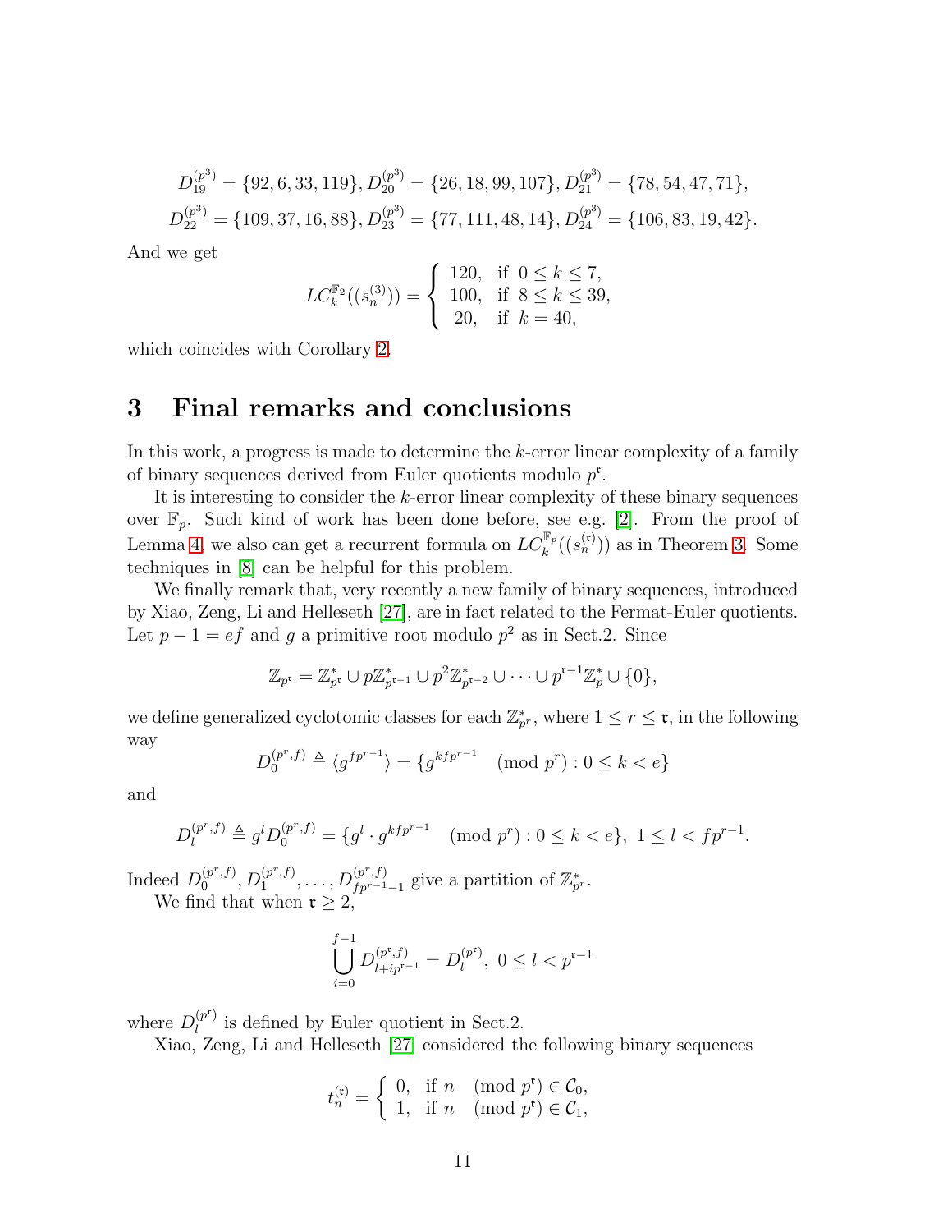$$D_{19}^{(p^3)} = \{92, 6, 33, 119\}, D_{20}^{(p^3)} = \{26, 18, 99, 107\}, D_{21}^{(p^3)} = \{78, 54, 47, 71\},$$
$$D_{22}^{(p^3)} = \{109, 37, 16, 88\}, D_{23}^{(p^3)} = \{77, 111, 48, 14\}, D_{24}^{(p^3)} = \{106, 83, 19, 42\}.$$

And we get

$$LC_k^{\mathbb{F}_2}((s_n^{(3)})) = \begin{cases} 120, & \text{if } 0 \le k \le 7, \\ 100, & \text{if } 8 \le k \le 39, \\ 20, & \text{if } k = 40, \end{cases}$$

which coincides with Corollary 2.

## 3 Final remarks and conclusions

In this work, a progress is made to determine the $k$-error linear complexity of a family of binary sequences derived from Euler quotients modulo $p^{\mathfrak{r}}$.

It is interesting to consider the $k$-error linear complexity of these binary sequences over $\mathbb{F}_p$. Such kind of work has been done before, see e.g. [2]. From the proof of Lemma 4, we also can get a recurrent formula on $LC_k^{\mathbb{F}_p}((s_n^{(\mathfrak{r})}))$ as in Theorem 3. Some techniques in [8] can be helpful for this problem.

We finally remark that, very recently a new family of binary sequences, introduced by Xiao, Zeng, Li and Helleseth [27], are in fact related to the Fermat-Euler quotients. Let $p-1 = ef$ and $g$ a primitive root modulo $p^2$ as in Sect.2. Since

$$\mathbb{Z}_{p^{\mathfrak{r}}} = \mathbb{Z}_{p^{\mathfrak{r}}}^* \cup p\mathbb{Z}_{p^{\mathfrak{r}-1}}^* \cup p^2\mathbb{Z}_{p^{\mathfrak{r}-2}}^* \cup \cdots \cup p^{\mathfrak{r}-1}\mathbb{Z}_p^* \cup \{0\},$$

we define generalized cyclotomic classes for each $\mathbb{Z}_{p^r}^*$, where $1 \le r \le \mathfrak{r}$, in the following way

$$D_0^{(p^r,f)} \triangleq \langle g^{fp^{r-1}} \rangle = \{g^{kfp^{r-1}} \pmod{p^r} : 0 \le k < e\}$$

and

$$D_l^{(p^r,f)} \triangleq g^l D_0^{(p^r,f)} = \{g^l \cdot g^{kfp^{r-1}} \pmod{p^r} : 0 \le k < e\},\ 1 \le l < fp^{r-1}.$$

Indeed $D_0^{(p^r,f)}, D_1^{(p^r,f)}, \ldots, D_{fp^{r-1}-1}^{(p^r,f)}$ give a partition of $\mathbb{Z}_{p^r}^*$.

We find that when $\mathfrak{r} \ge 2$,

$$\bigcup_{i=0}^{f-1} D_{l+ip^{\mathfrak{r}-1}}^{(p^{\mathfrak{r}},f)} = D_l^{(p^{\mathfrak{r}})},\ 0 \le l < p^{\mathfrak{r}-1}$$

where $D_l^{(p^{\mathfrak{r}})}$ is defined by Euler quotient in Sect.2.

Xiao, Zeng, Li and Helleseth [27] considered the following binary sequences

$$t_n^{(\mathfrak{r})} = \begin{cases} 0, & \text{if } n \pmod{p^{\mathfrak{r}}} \in \mathcal{C}_0, \\ 1, & \text{if } n \pmod{p^{\mathfrak{r}}} \in \mathcal{C}_1, \end{cases}$$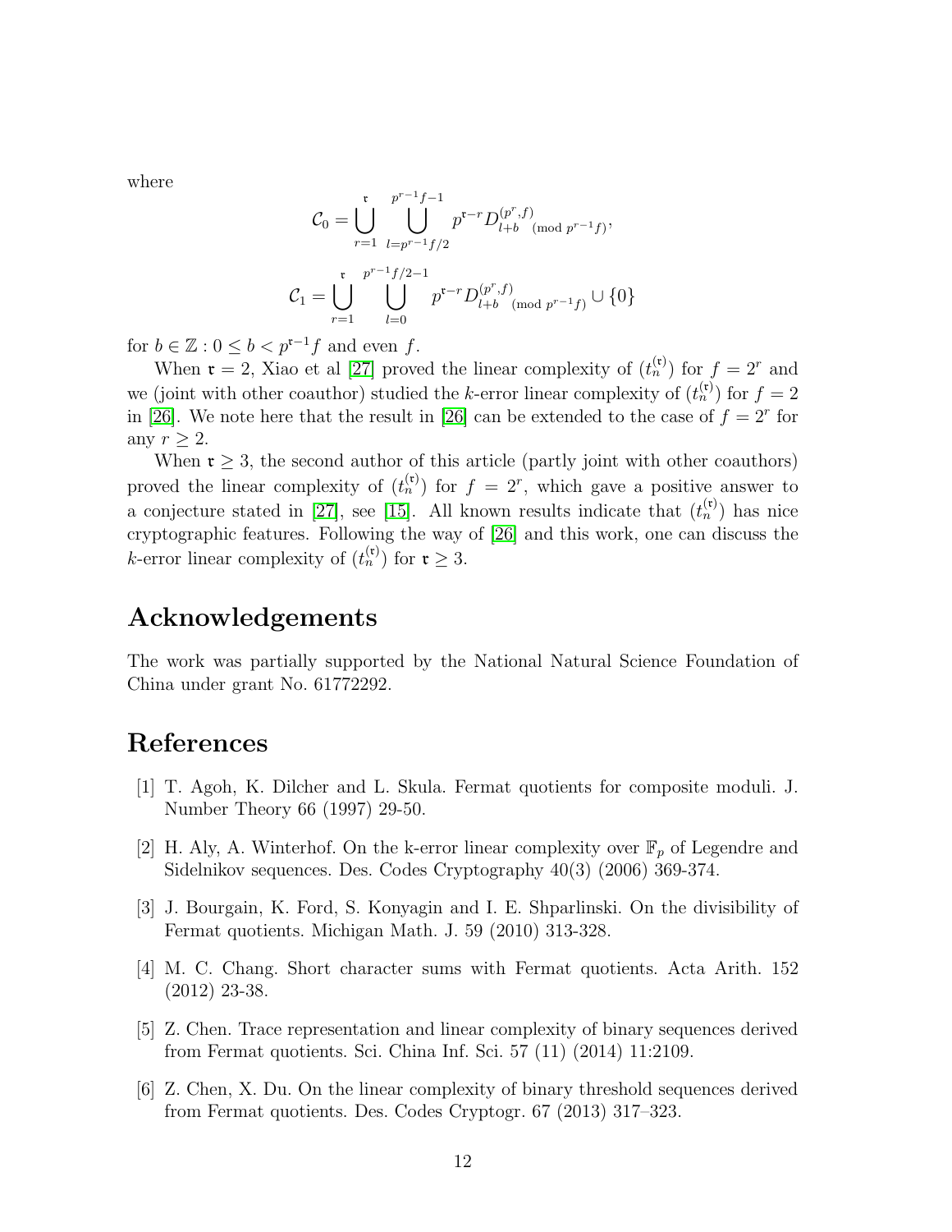where

$$\mathcal{C}_0 = \bigcup_{r=1}^{\mathfrak{r}} \bigcup_{l=p^{r-1}f/2}^{p^{r-1}f-1} p^{\mathfrak{r}-r} D^{(p^r,f)}_{l+b \pmod{p^{r-1}f}},$$

$$\mathcal{C}_1 = \bigcup_{r=1}^{\mathfrak{r}} \bigcup_{l=0}^{p^{r-1}f/2-1} p^{\mathfrak{r}-r} D^{(p^r,f)}_{l+b \pmod{p^{r-1}f}} \cup \{0\}$$

for $b \in \mathbb{Z} : 0 \leq b < p^{\mathfrak{r}-1}f$ and even $f$.

When $\mathfrak{r} = 2$, Xiao et al [27] proved the linear complexity of $(t_n^{(\mathfrak{r})})$ for $f = 2^r$ and we (joint with other coauthor) studied the $k$-error linear complexity of $(t_n^{(\mathfrak{r})})$ for $f = 2$ in [26]. We note here that the result in [26] can be extended to the case of $f = 2^r$ for any $r \geq 2$.

When $\mathfrak{r} \geq 3$, the second author of this article (partly joint with other coauthors) proved the linear complexity of $(t_n^{(\mathfrak{r})})$ for $f = 2^r$, which gave a positive answer to a conjecture stated in [27], see [15]. All known results indicate that $(t_n^{(\mathfrak{r})})$ has nice cryptographic features. Following the way of [26] and this work, one can discuss the $k$-error linear complexity of $(t_n^{(\mathfrak{r})})$ for $\mathfrak{r} \geq 3$.

# Acknowledgements

The work was partially supported by the National Natural Science Foundation of China under grant No. 61772292.

# References

[1] T. Agoh, K. Dilcher and L. Skula. Fermat quotients for composite moduli. J. Number Theory 66 (1997) 29-50.

[2] H. Aly, A. Winterhof. On the k-error linear complexity over $\mathbb{F}_p$ of Legendre and Sidelnikov sequences. Des. Codes Cryptography 40(3) (2006) 369-374.

[3] J. Bourgain, K. Ford, S. Konyagin and I. E. Shparlinski. On the divisibility of Fermat quotients. Michigan Math. J. 59 (2010) 313-328.

[4] M. C. Chang. Short character sums with Fermat quotients. Acta Arith. 152 (2012) 23-38.

[5] Z. Chen. Trace representation and linear complexity of binary sequences derived from Fermat quotients. Sci. China Inf. Sci. 57 (11) (2014) 11:2109.

[6] Z. Chen, X. Du. On the linear complexity of binary threshold sequences derived from Fermat quotients. Des. Codes Cryptogr. 67 (2013) 317–323.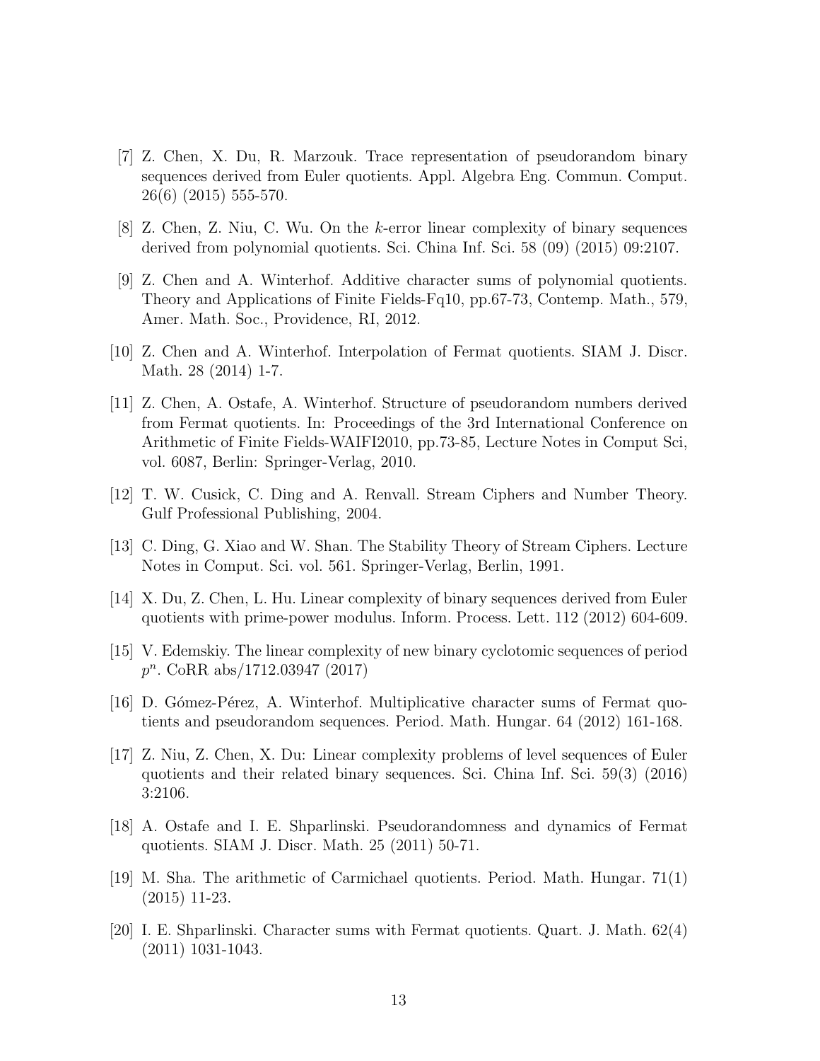[7] Z. Chen, X. Du, R. Marzouk. Trace representation of pseudorandom binary sequences derived from Euler quotients. Appl. Algebra Eng. Commun. Comput. 26(6) (2015) 555-570.

[8] Z. Chen, Z. Niu, C. Wu. On the $k$-error linear complexity of binary sequences derived from polynomial quotients. Sci. China Inf. Sci. 58 (09) (2015) 09:2107.

[9] Z. Chen and A. Winterhof. Additive character sums of polynomial quotients. Theory and Applications of Finite Fields-Fq10, pp.67-73, Contemp. Math., 579, Amer. Math. Soc., Providence, RI, 2012.

[10] Z. Chen and A. Winterhof. Interpolation of Fermat quotients. SIAM J. Discr. Math. 28 (2014) 1-7.

[11] Z. Chen, A. Ostafe, A. Winterhof. Structure of pseudorandom numbers derived from Fermat quotients. In: Proceedings of the 3rd International Conference on Arithmetic of Finite Fields-WAIFI2010, pp.73-85, Lecture Notes in Comput Sci, vol. 6087, Berlin: Springer-Verlag, 2010.

[12] T. W. Cusick, C. Ding and A. Renvall. Stream Ciphers and Number Theory. Gulf Professional Publishing, 2004.

[13] C. Ding, G. Xiao and W. Shan. The Stability Theory of Stream Ciphers. Lecture Notes in Comput. Sci. vol. 561. Springer-Verlag, Berlin, 1991.

[14] X. Du, Z. Chen, L. Hu. Linear complexity of binary sequences derived from Euler quotients with prime-power modulus. Inform. Process. Lett. 112 (2012) 604-609.

[15] V. Edemskiy. The linear complexity of new binary cyclotomic sequences of period $p^n$. CoRR abs/1712.03947 (2017)

[16] D. Gómez-Pérez, A. Winterhof. Multiplicative character sums of Fermat quotients and pseudorandom sequences. Period. Math. Hungar. 64 (2012) 161-168.

[17] Z. Niu, Z. Chen, X. Du: Linear complexity problems of level sequences of Euler quotients and their related binary sequences. Sci. China Inf. Sci. 59(3) (2016) 3:2106.

[18] A. Ostafe and I. E. Shparlinski. Pseudorandomness and dynamics of Fermat quotients. SIAM J. Discr. Math. 25 (2011) 50-71.

[19] M. Sha. The arithmetic of Carmichael quotients. Period. Math. Hungar. 71(1) (2015) 11-23.

[20] I. E. Shparlinski. Character sums with Fermat quotients. Quart. J. Math. 62(4) (2011) 1031-1043.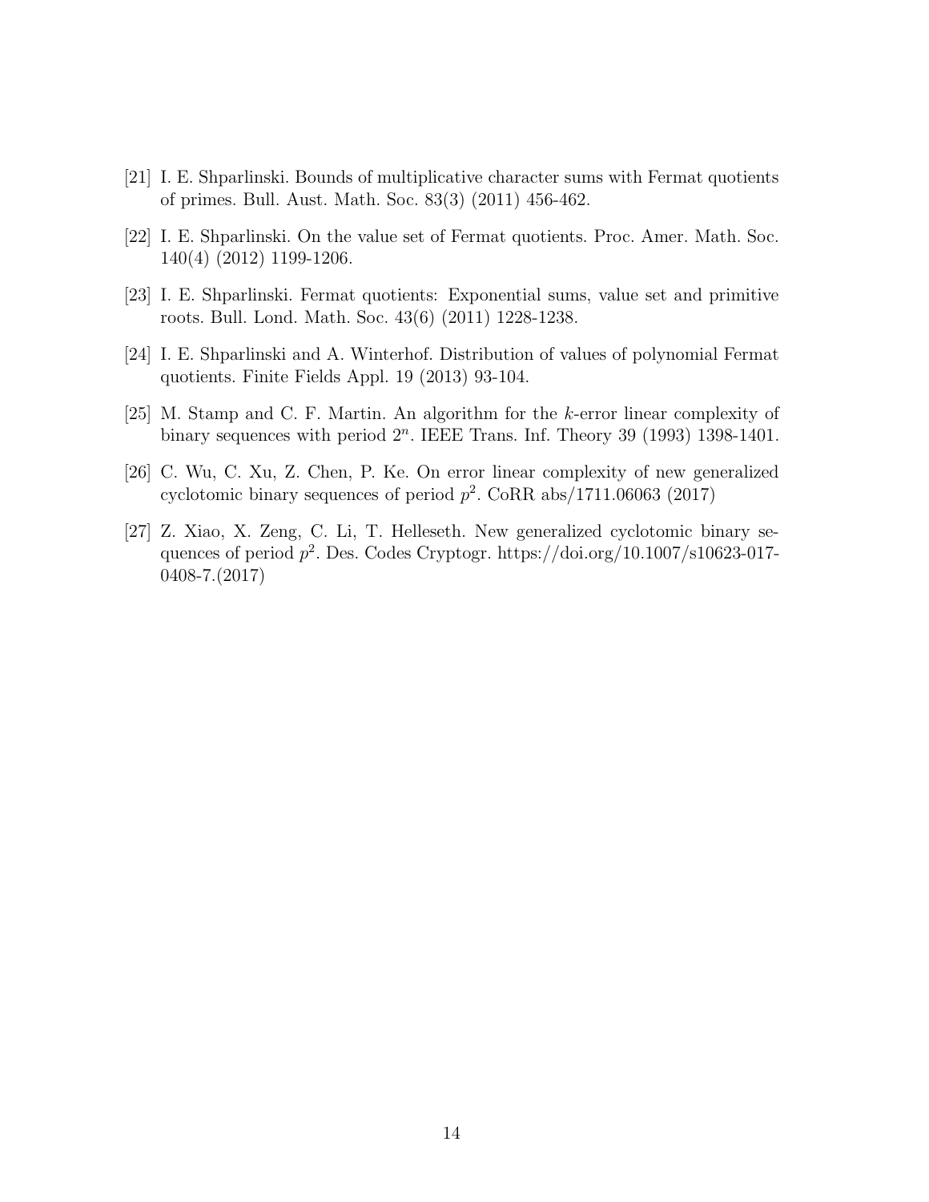[21] I. E. Shparlinski. Bounds of multiplicative character sums with Fermat quotients of primes. Bull. Aust. Math. Soc. 83(3) (2011) 456-462.

[22] I. E. Shparlinski. On the value set of Fermat quotients. Proc. Amer. Math. Soc. 140(4) (2012) 1199-1206.

[23] I. E. Shparlinski. Fermat quotients: Exponential sums, value set and primitive roots. Bull. Lond. Math. Soc. 43(6) (2011) 1228-1238.

[24] I. E. Shparlinski and A. Winterhof. Distribution of values of polynomial Fermat quotients. Finite Fields Appl. 19 (2013) 93-104.

[25] M. Stamp and C. F. Martin. An algorithm for the $k$-error linear complexity of binary sequences with period $2^n$. IEEE Trans. Inf. Theory 39 (1993) 1398-1401.

[26] C. Wu, C. Xu, Z. Chen, P. Ke. On error linear complexity of new generalized cyclotomic binary sequences of period $p^2$. CoRR abs/1711.06063 (2017)

[27] Z. Xiao, X. Zeng, C. Li, T. Helleseth. New generalized cyclotomic binary sequences of period $p^2$. Des. Codes Cryptogr. https://doi.org/10.1007/s10623-017-0408-7.(2017)